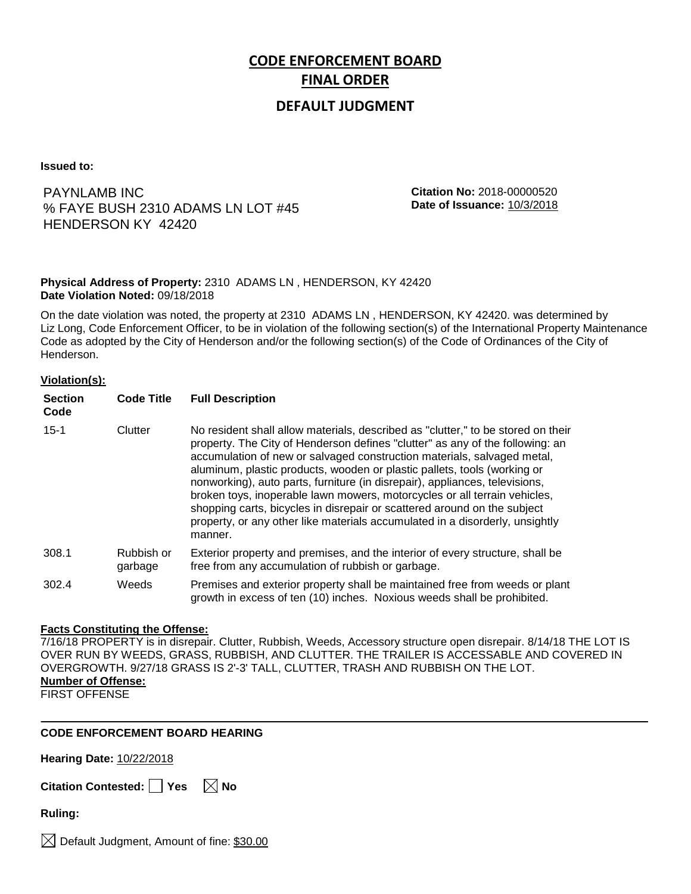# CODE ENFORCEMENT BOARD FINAL ORDER

## DEFAULT JUDGMENT

**Issued to:**

PAYNLAMB INC
% FAYE BUSH 2310 ADAMS LN LOT #45
HENDERSON KY 42420

**Citation No:** 2018-00000520
**Date of Issuance:** 10/3/2018

**Physical Address of Property:** 2310 ADAMS LN , HENDERSON, KY 42420
**Date Violation Noted:** 09/18/2018

On the date violation was noted, the property at 2310 ADAMS LN , HENDERSON, KY 42420. was determined by Liz Long, Code Enforcement Officer, to be in violation of the following section(s) of the International Property Maintenance Code as adopted by the City of Henderson and/or the following section(s) of the Code of Ordinances of the City of Henderson.

**Violation(s):**

| Section Code | Code Title | Full Description |
|---|---|---|
| 15-1 | Clutter | No resident shall allow materials, described as "clutter," to be stored on their property. The City of Henderson defines "clutter" as any of the following: an accumulation of new or salvaged construction materials, salvaged metal, aluminum, plastic products, wooden or plastic pallets, tools (working or nonworking), auto parts, furniture (in disrepair), appliances, televisions, broken toys, inoperable lawn mowers, motorcycles or all terrain vehicles, shopping carts, bicycles in disrepair or scattered around on the subject property, or any other like materials accumulated in a disorderly, unsightly manner. |
| 308.1 | Rubbish or garbage | Exterior property and premises, and the interior of every structure, shall be free from any accumulation of rubbish or garbage. |
| 302.4 | Weeds | Premises and exterior property shall be maintained free from weeds or plant growth in excess of ten (10) inches. Noxious weeds shall be prohibited. |

**Facts Constituting the Offense:**
7/16/18 PROPERTY is in disrepair. Clutter, Rubbish, Weeds, Accessory structure open disrepair. 8/14/18 THE LOT IS OVER RUN BY WEEDS, GRASS, RUBBISH, AND CLUTTER. THE TRAILER IS ACCESSABLE AND COVERED IN OVERGROWTH. 9/27/18 GRASS IS 2'-3' TALL, CLUTTER, TRASH AND RUBBISH ON THE LOT.

**Number of Offense:**
FIRST OFFENSE

---

**CODE ENFORCEMENT BOARD HEARING**

**Hearing Date:** 10/22/2018

**Citation Contested:** ☐ Yes ☒ No

**Ruling:**

☒ Default Judgment, Amount of fine: $30.00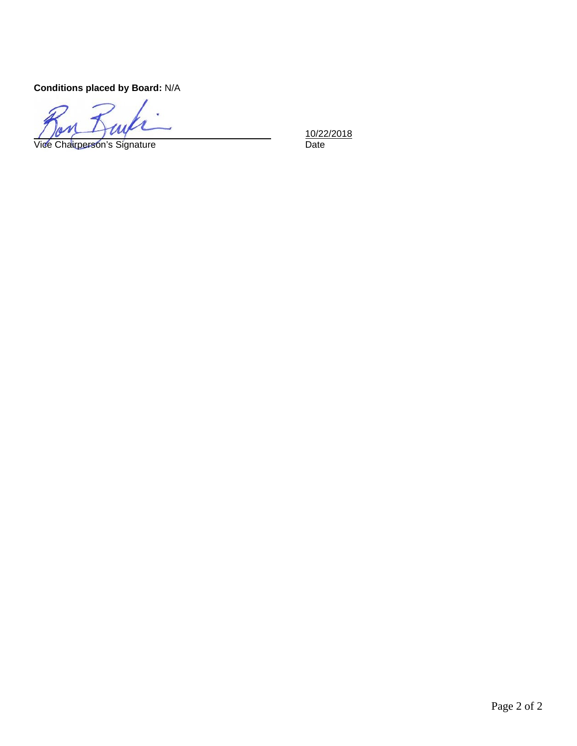**Conditions placed by Board:** N/A

Vice Chairperson's Signature

10/22/2018

Date